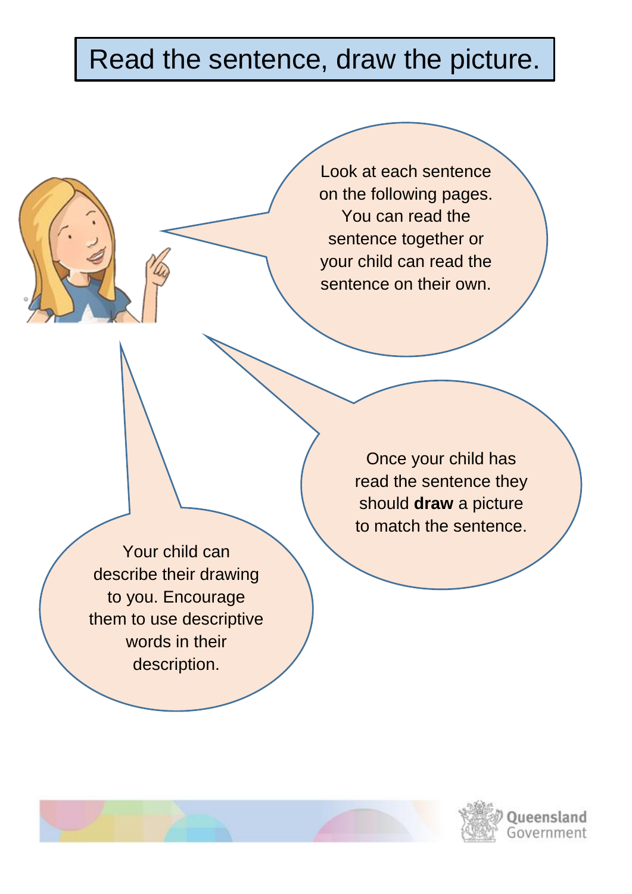# Read the sentence, draw the picture.

Look at each sentence on the following pages. You can read the sentence together or your child can read the sentence on their own.

Once your child has read the sentence they should **draw** a picture to match the sentence.

Your child can describe their drawing to you. Encourage them to use descriptive words in their description.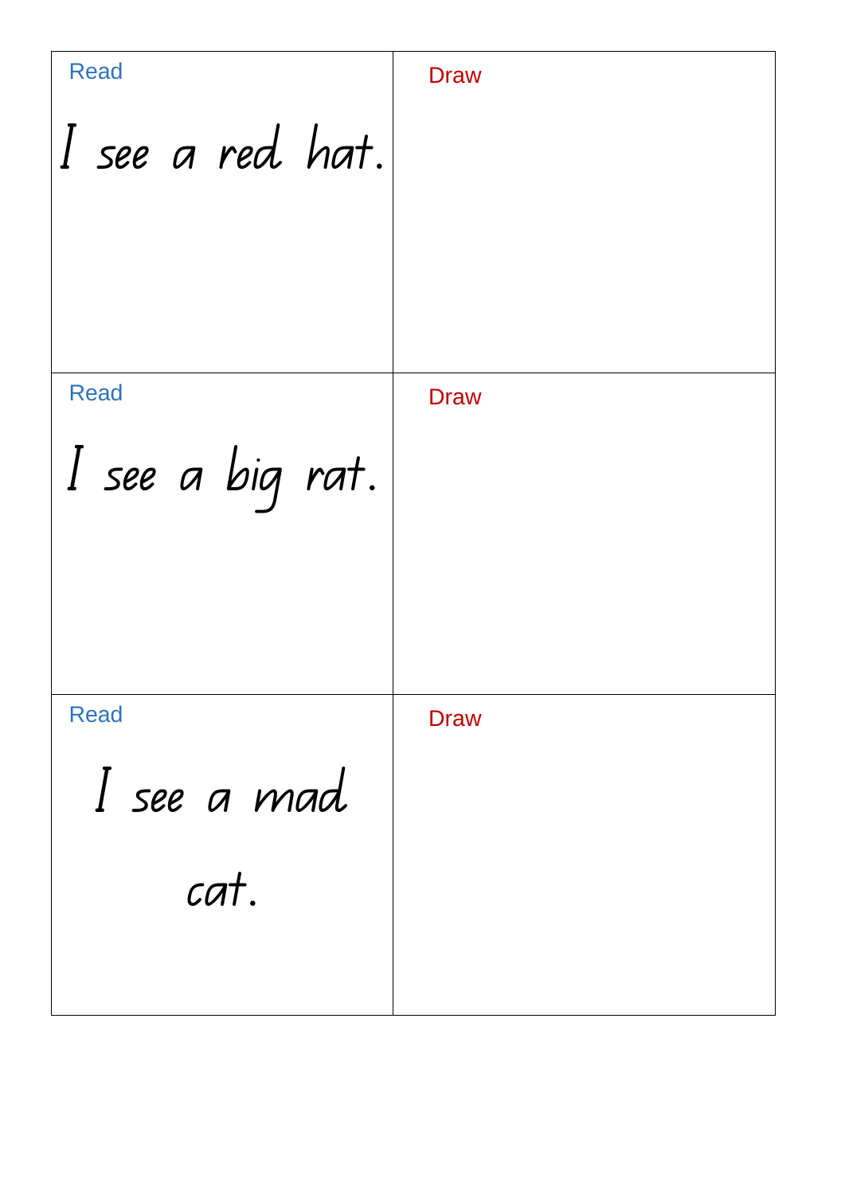| Read | Draw |
| --- | --- |
| I see a red hat. | |
| **Read** | **Draw** |
| I see a big rat. | |
| **Read** | **Draw** |
| I see a mad cat. | |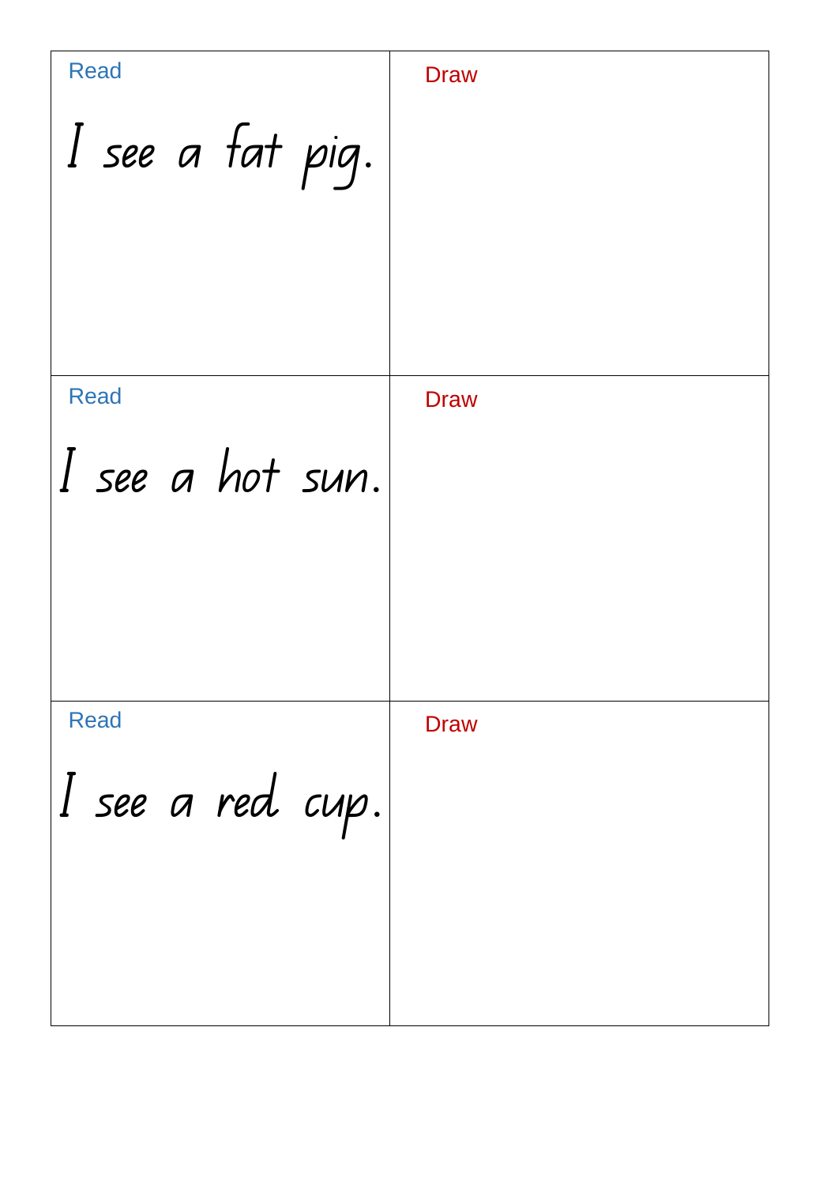| Read | Draw |
| --- | --- |
| I see a fat pig. | |
| **Read** | **Draw** |
| I see a hot sun. | |
| **Read** | **Draw** |
| I see a red cup. | |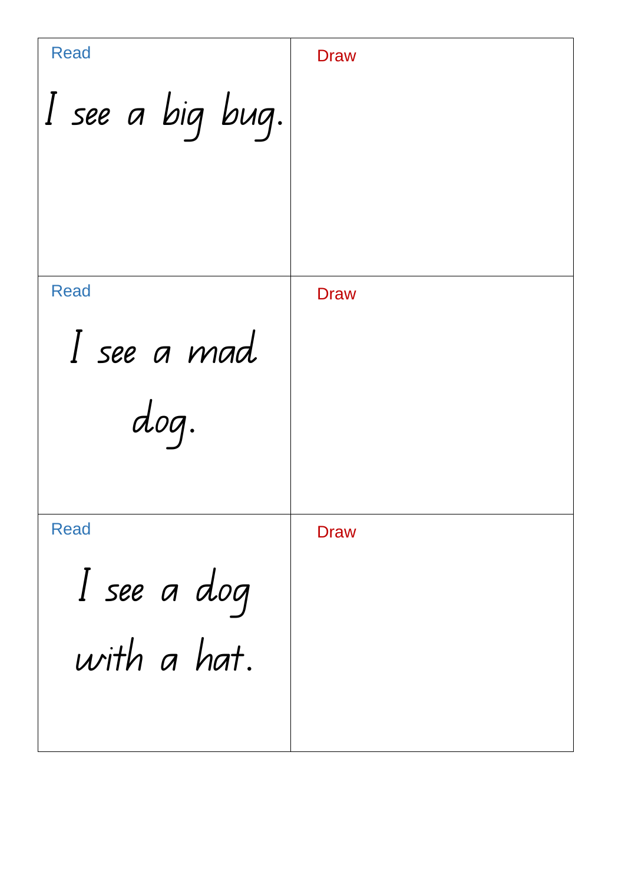| Read | Draw |
| --- | --- |
| I see a big bug. | |
| I see a mad dog. | |
| I see a dog with a hat. | |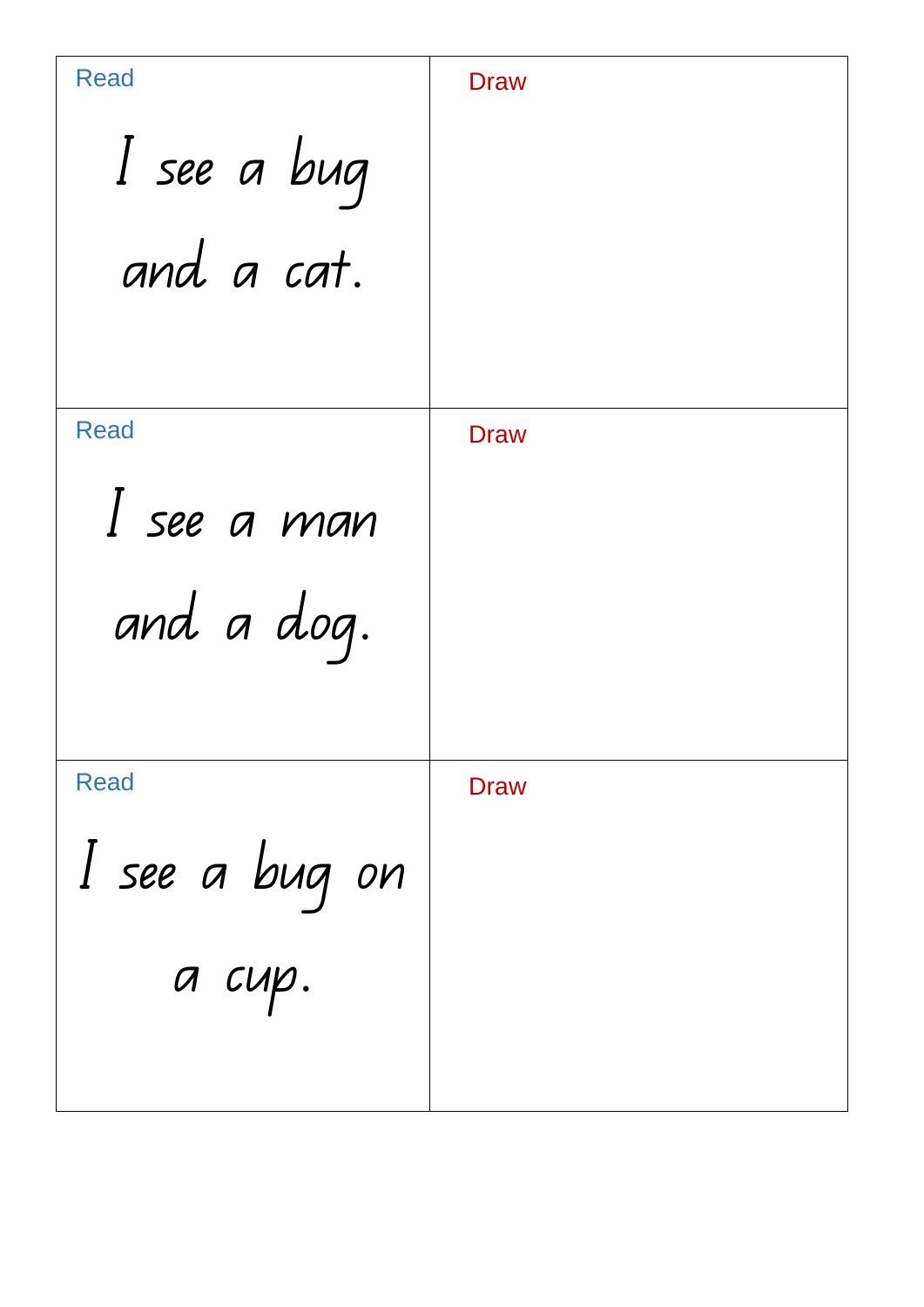| Read | Draw |
| --- | --- |
| I see a bug and a cat. | |
| I see a man and a dog. | |
| I see a bug on a cup. | |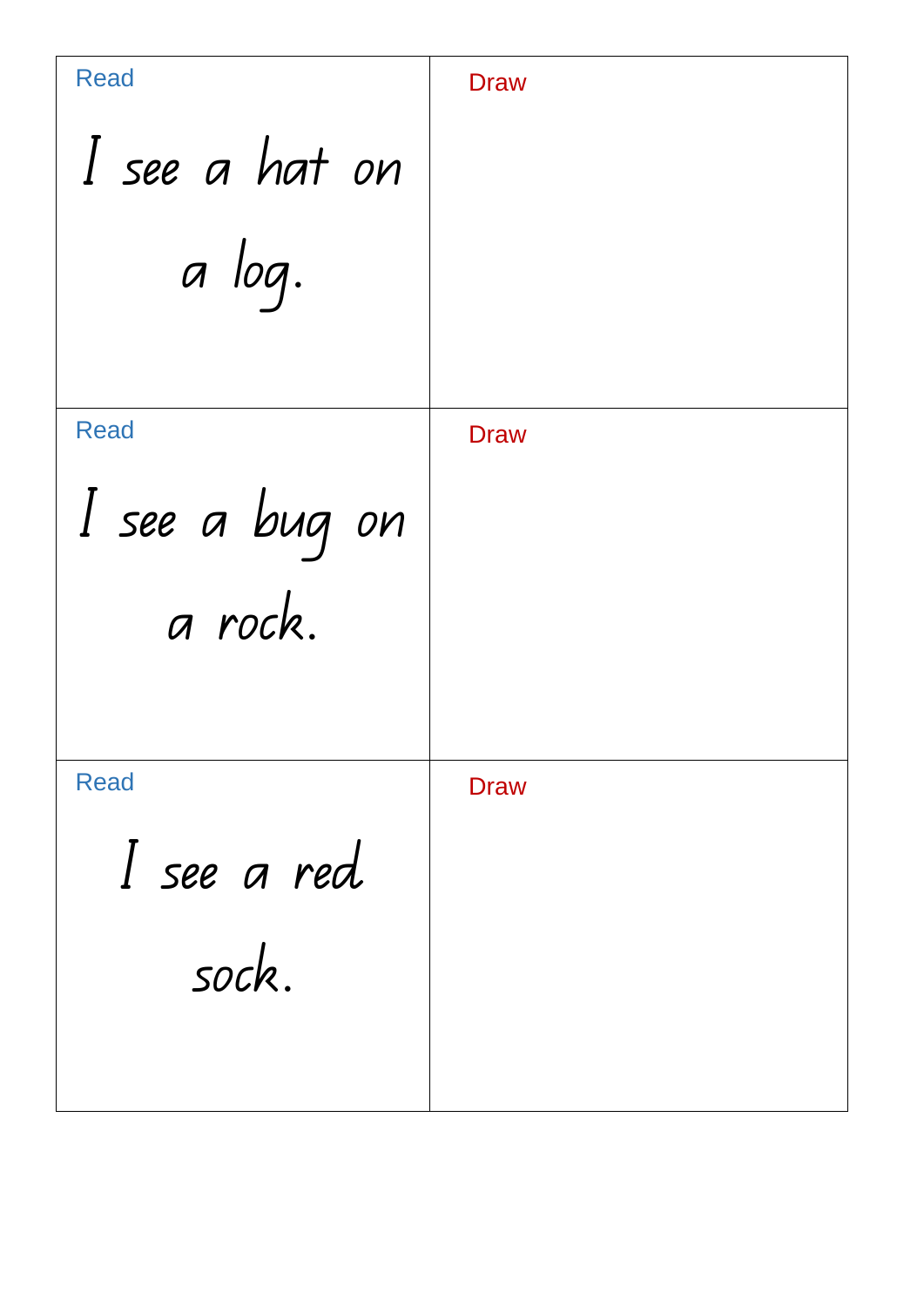| Read | Draw |
| --- | --- |
| I see a hat on a log. | |
| Read I see a bug on a rock. | Draw |
| Read I see a red sock. | Draw |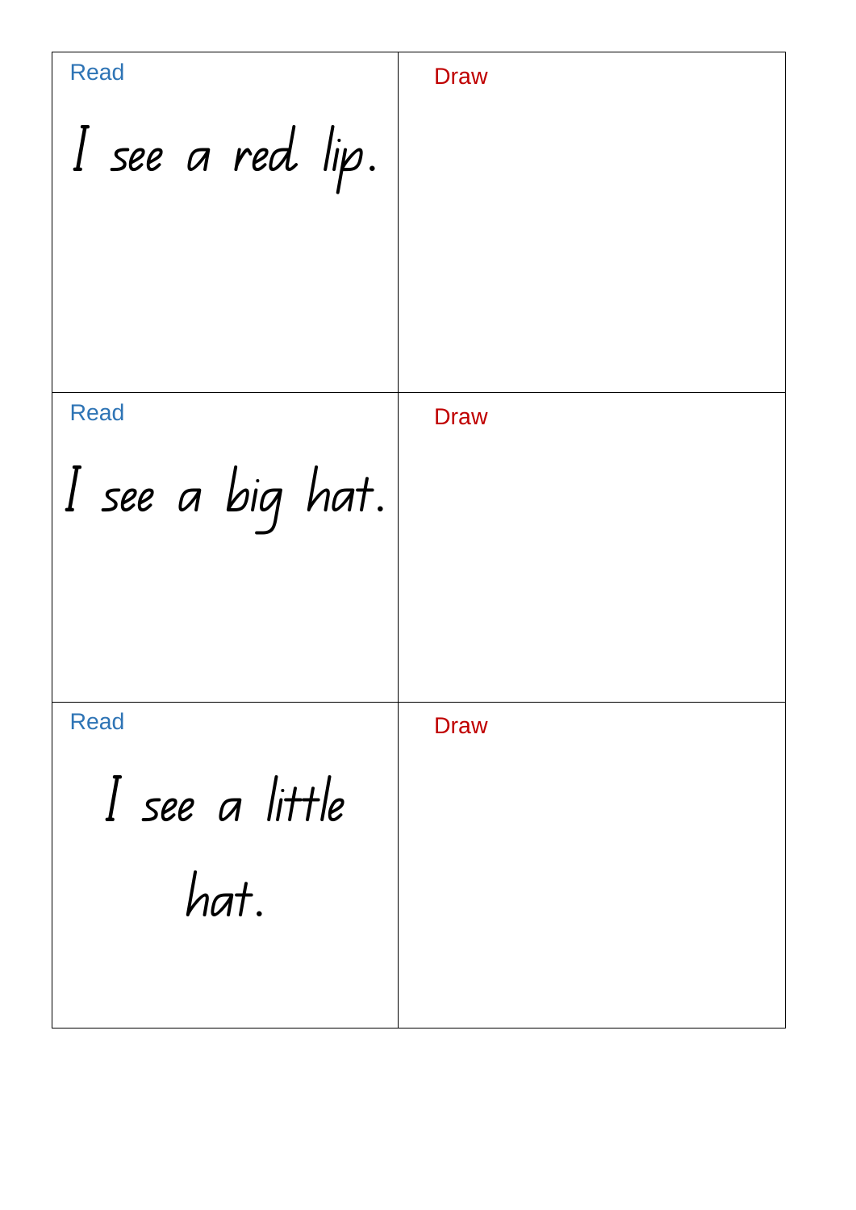| Read | Draw |
| --- | --- |
| I see a red lip. | |
| **Read** | **Draw** |
| I see a big hat. | |
| **Read** | **Draw** |
| I see a little hat. | |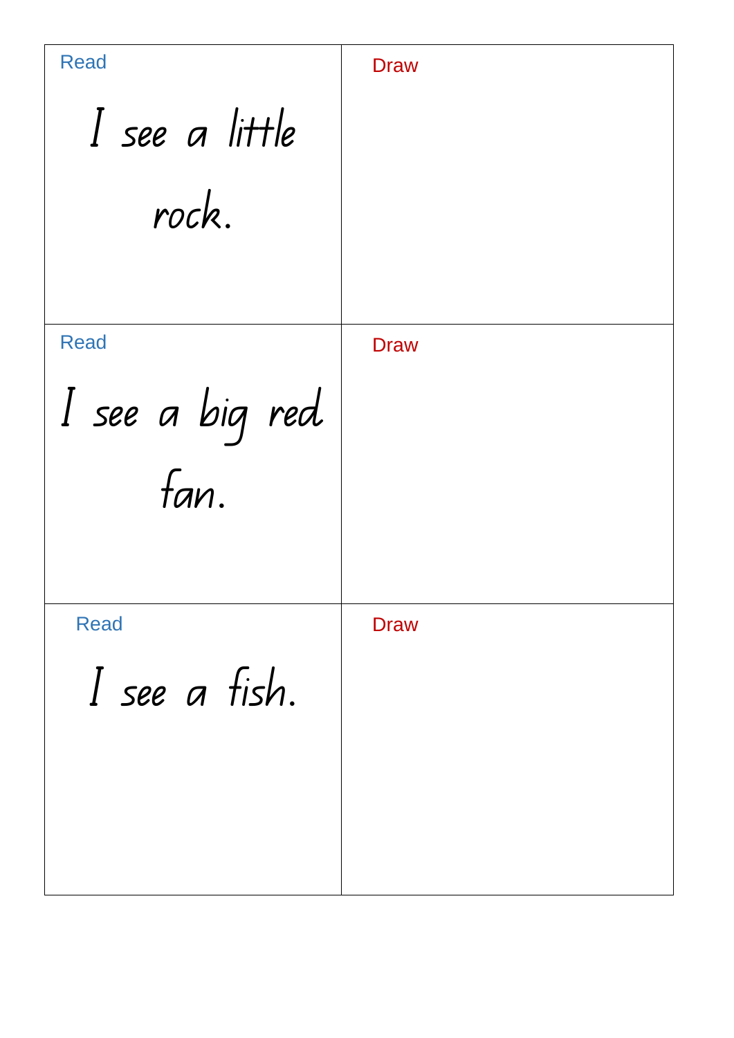| Read | Draw |
| --- | --- |
| I see a little rock. | |
| Read | Draw |
| I see a big red fan. | |
| Read | Draw |
| I see a fish. | |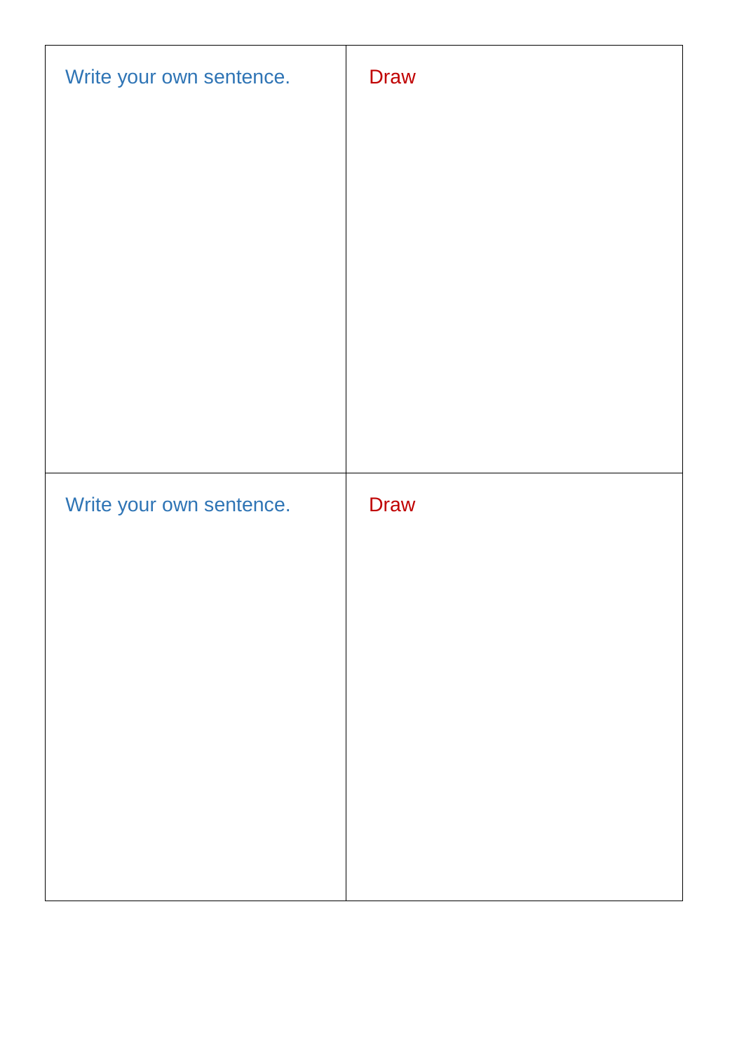| Write your own sentence. | Draw |
| --- | --- |
| Write your own sentence. | Draw |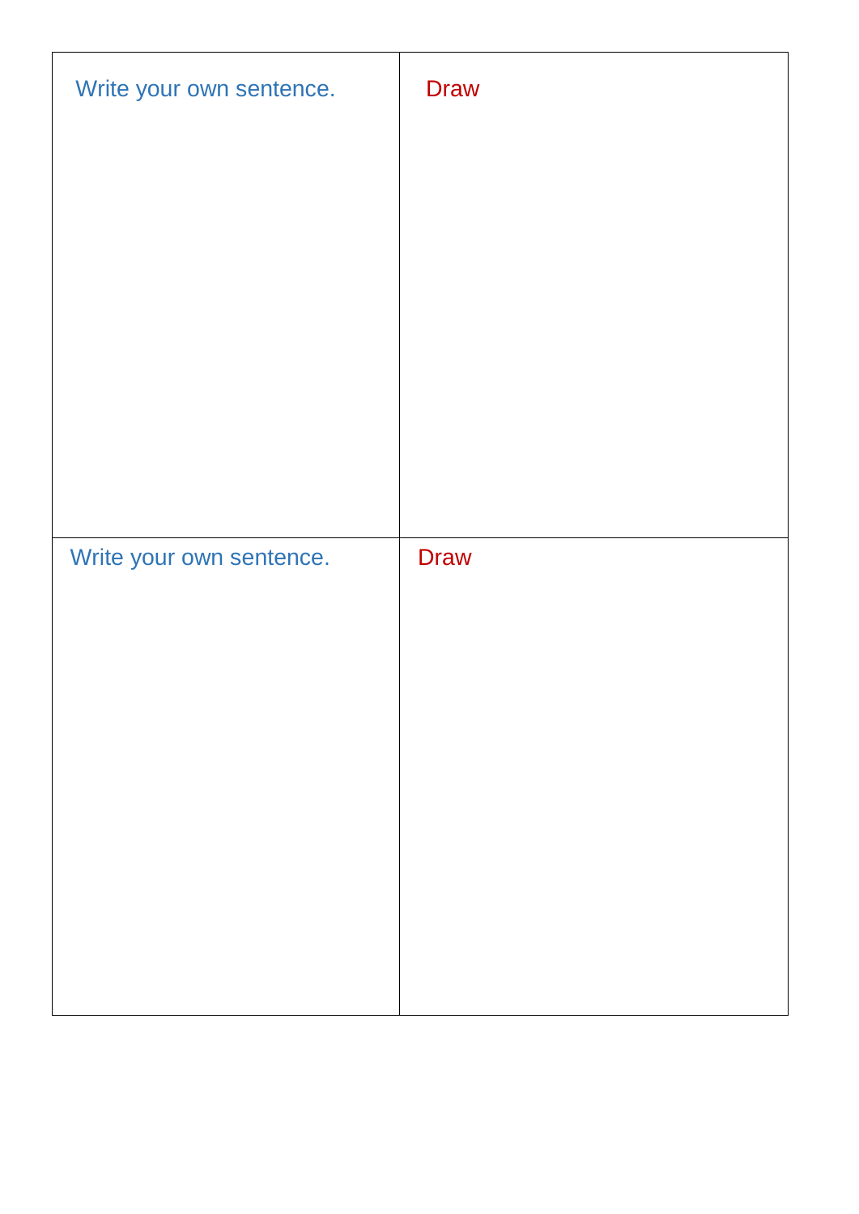| | |
|---|---|
| Write your own sentence. | Draw |
| Write your own sentence. | Draw |